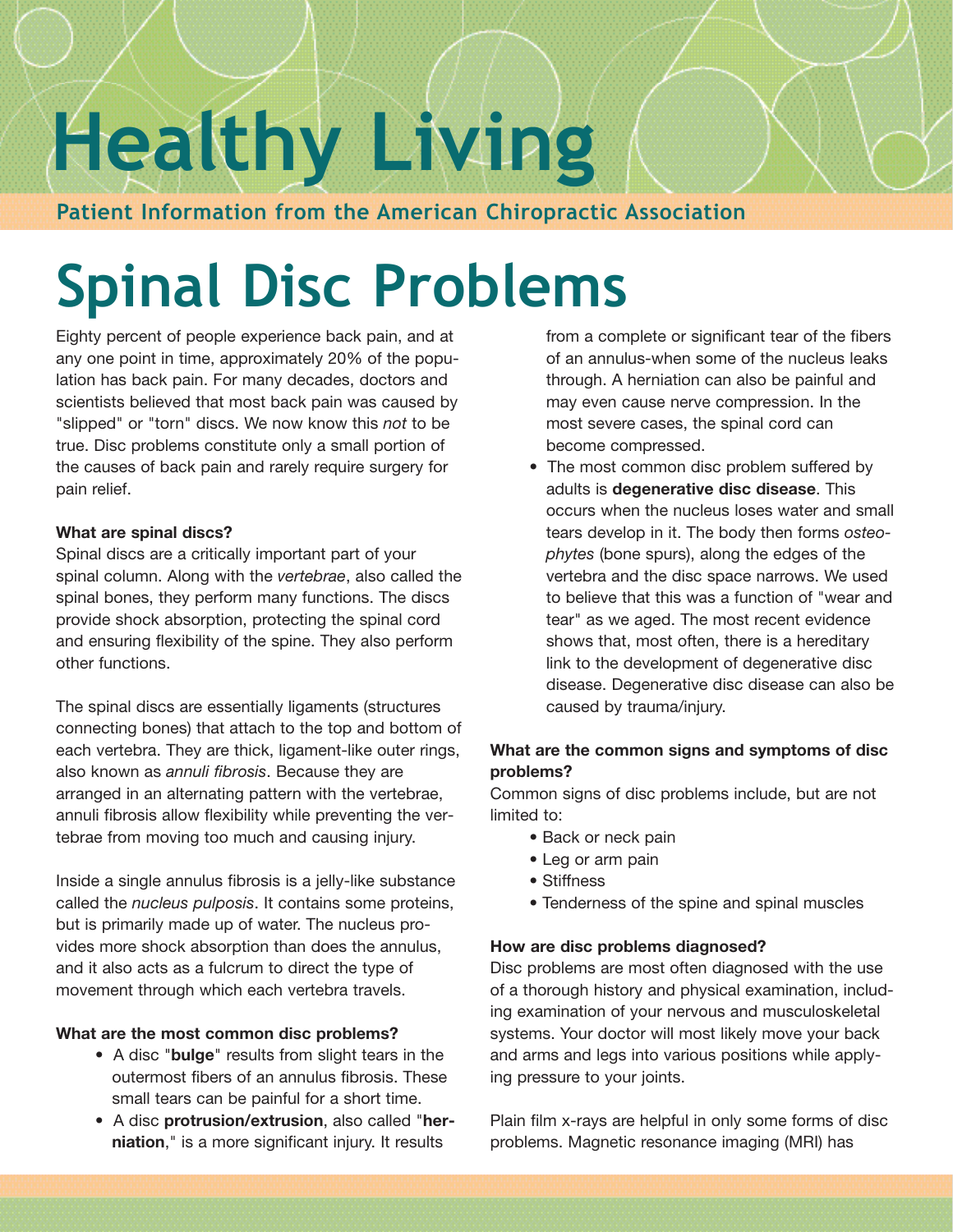# Healthy Living

**Patient Information from the American Chiropractic Association**

# Spinal Disc Problems

Eighty percent of people experience back pain, and at any one point in time, approximately 20% of the population has back pain. For many decades, doctors and scientists believed that most back pain was caused by "slipped" or "torn" discs. We now know this *not* to be true. Disc problems constitute only a small portion of the causes of back pain and rarely require surgery for pain relief.

**What are spinal discs?**

Spinal discs are a critically important part of your spinal column. Along with the *vertebrae*, also called the spinal bones, they perform many functions. The discs provide shock absorption, protecting the spinal cord and ensuring flexibility of the spine. They also perform other functions.

The spinal discs are essentially ligaments (structures connecting bones) that attach to the top and bottom of each vertebra. They are thick, ligament-like outer rings, also known as *annuli fibrosis*. Because they are arranged in an alternating pattern with the vertebrae, annuli fibrosis allow flexibility while preventing the vertebrae from moving too much and causing injury.

Inside a single annulus fibrosis is a jelly-like substance called the *nucleus pulposis*. It contains some proteins, but is primarily made up of water. The nucleus provides more shock absorption than does the annulus, and it also acts as a fulcrum to direct the type of movement through which each vertebra travels.

**What are the most common disc problems?**

- A disc "**bulge**" results from slight tears in the outermost fibers of an annulus fibrosis. These small tears can be painful for a short time.
- A disc **protrusion/extrusion**, also called "**herniation**," is a more significant injury. It results from a complete or significant tear of the fibers of an annulus-when some of the nucleus leaks through. A herniation can also be painful and may even cause nerve compression. In the most severe cases, the spinal cord can become compressed.
- The most common disc problem suffered by adults is **degenerative disc disease**. This occurs when the nucleus loses water and small tears develop in it. The body then forms *osteophytes* (bone spurs), along the edges of the vertebra and the disc space narrows. We used to believe that this was a function of "wear and tear" as we aged. The most recent evidence shows that, most often, there is a hereditary link to the development of degenerative disc disease. Degenerative disc disease can also be caused by trauma/injury.

**What are the common signs and symptoms of disc problems?**

Common signs of disc problems include, but are not limited to:

- Back or neck pain
- Leg or arm pain
- Stiffness
- Tenderness of the spine and spinal muscles

**How are disc problems diagnosed?**

Disc problems are most often diagnosed with the use of a thorough history and physical examination, including examination of your nervous and musculoskeletal systems. Your doctor will most likely move your back and arms and legs into various positions while applying pressure to your joints.

Plain film x-rays are helpful in only some forms of disc problems. Magnetic resonance imaging (MRI) has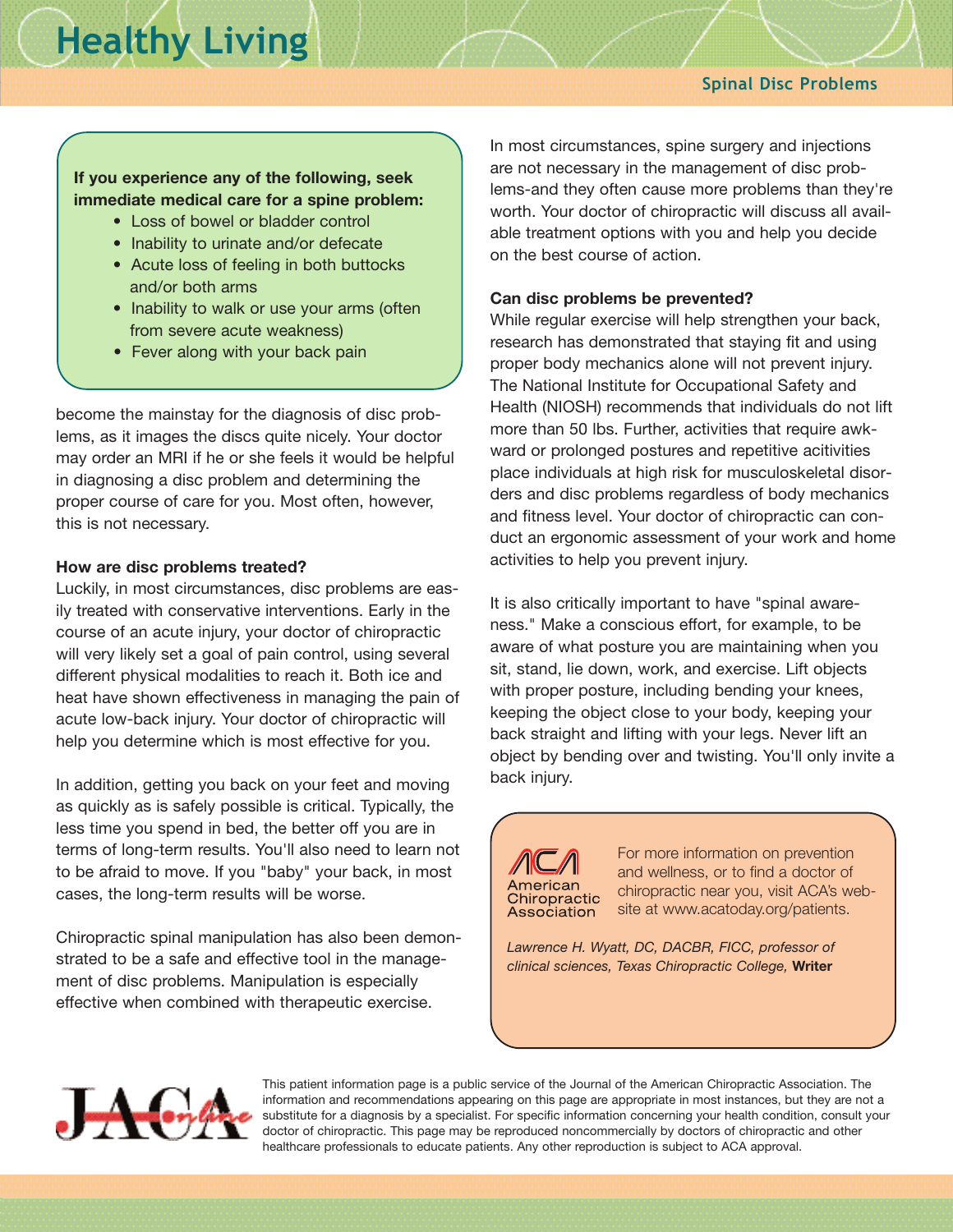**If you experience any of the following, seek immediate medical care for a spine problem:**

- Loss of bowel or bladder control
- Inability to urinate and/or defecate
- Acute loss of feeling in both buttocks and/or both arms
- Inability to walk or use your arms (often from severe acute weakness)
- Fever along with your back pain

become the mainstay for the diagnosis of disc problems, as it images the discs quite nicely. Your doctor may order an MRI if he or she feels it would be helpful in diagnosing a disc problem and determining the proper course of care for you. Most often, however, this is not necessary.

**How are disc problems treated?**

Luckily, in most circumstances, disc problems are easily treated with conservative interventions. Early in the course of an acute injury, your doctor of chiropractic will very likely set a goal of pain control, using several different physical modalities to reach it. Both ice and heat have shown effectiveness in managing the pain of acute low-back injury. Your doctor of chiropractic will help you determine which is most effective for you.

In addition, getting you back on your feet and moving as quickly as is safely possible is critical. Typically, the less time you spend in bed, the better off you are in terms of long-term results. You'll also need to learn not to be afraid to move. If you "baby" your back, in most cases, the long-term results will be worse.

Chiropractic spinal manipulation has also been demonstrated to be a safe and effective tool in the management of disc problems. Manipulation is especially effective when combined with therapeutic exercise.

In most circumstances, spine surgery and injections are not necessary in the management of disc problems-and they often cause more problems than they're worth. Your doctor of chiropractic will discuss all available treatment options with you and help you decide on the best course of action.

**Can disc problems be prevented?**

While regular exercise will help strengthen your back, research has demonstrated that staying fit and using proper body mechanics alone will not prevent injury. The National Institute for Occupational Safety and Health (NIOSH) recommends that individuals do not lift more than 50 lbs. Further, activities that require awkward or prolonged postures and repetitive acitivities place individuals at high risk for musculoskeletal disorders and disc problems regardless of body mechanics and fitness level. Your doctor of chiropractic can conduct an ergonomic assessment of your work and home activities to help you prevent injury.

It is also critically important to have "spinal awareness." Make a conscious effort, for example, to be aware of what posture you are maintaining when you sit, stand, lie down, work, and exercise. Lift objects with proper posture, including bending your knees, keeping the object close to your body, keeping your back straight and lifting with your legs. Never lift an object by bending over and twisting. You'll only invite a back injury.

ACA American Chiropractic Association

For more information on prevention and wellness, or to find a doctor of chiropractic near you, visit ACA's website at www.acatoday.org/patients.

*Lawrence H. Wyatt, DC, DACBR, FICC, professor of clinical sciences, Texas Chiropractic College,* **Writer**

JACA online

This patient information page is a public service of the Journal of the American Chiropractic Association. The information and recommendations appearing on this page are appropriate in most instances, but they are not a substitute for a diagnosis by a specialist. For specific information concerning your health condition, consult your doctor of chiropractic. This page may be reproduced noncommercially by doctors of chiropractic and other healthcare professionals to educate patients. Any other reproduction is subject to ACA approval.